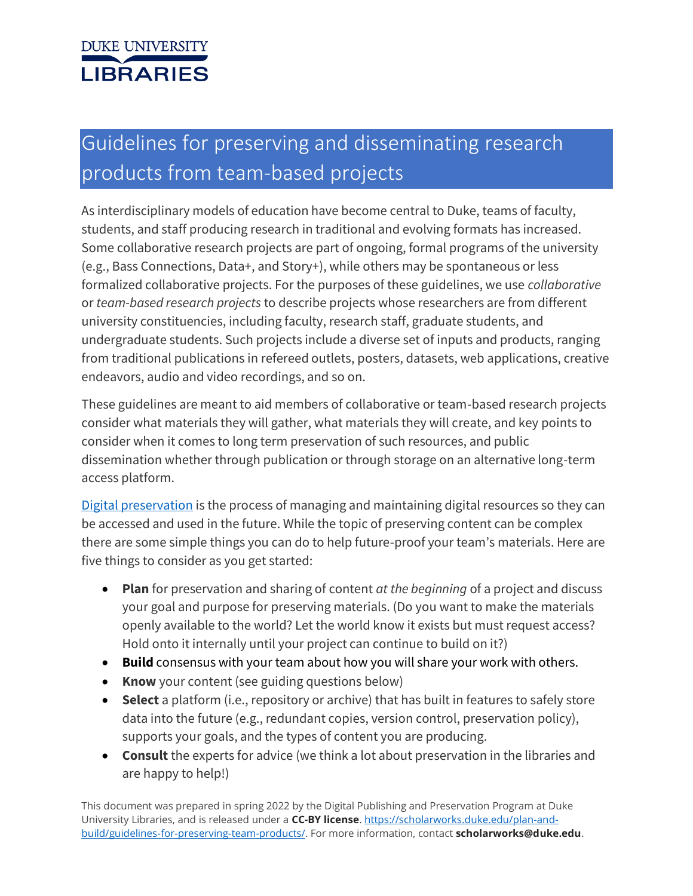DUKE UNIVERSITY LIBRARIES

# Guidelines for preserving and disseminating research products from team-based projects

As interdisciplinary models of education have become central to Duke, teams of faculty, students, and staff producing research in traditional and evolving formats has increased. Some collaborative research projects are part of ongoing, formal programs of the university (e.g., Bass Connections, Data+, and Story+), while others may be spontaneous or less formalized collaborative projects. For the purposes of these guidelines, we use *collaborative* or *team-based research projects* to describe projects whose researchers are from different university constituencies, including faculty, research staff, graduate students, and undergraduate students. Such projects include a diverse set of inputs and products, ranging from traditional publications in refereed outlets, posters, datasets, web applications, creative endeavors, audio and video recordings, and so on.

These guidelines are meant to aid members of collaborative or team-based research projects consider what materials they will gather, what materials they will create, and key points to consider when it comes to long term preservation of such resources, and public dissemination whether through publication or through storage on an alternative long-term access platform.

[Digital preservation] is the process of managing and maintaining digital resources so they can be accessed and used in the future. While the topic of preserving content can be complex there are some simple things you can do to help future-proof your team's materials. Here are five things to consider as you get started:

- **Plan** for preservation and sharing of content *at the beginning* of a project and discuss your goal and purpose for preserving materials. (Do you want to make the materials openly available to the world? Let the world know it exists but must request access? Hold onto it internally until your project can continue to build on it?)
- **Build** consensus with your team about how you will share your work with others.
- **Know** your content (see guiding questions below)
- **Select** a platform (i.e., repository or archive) that has built in features to safely store data into the future (e.g., redundant copies, version control, preservation policy), supports your goals, and the types of content you are producing.
- **Consult** the experts for advice (we think a lot about preservation in the libraries and are happy to help!)

This document was prepared in spring 2022 by the Digital Publishing and Preservation Program at Duke University Libraries, and is released under a **CC-BY license**. https://scholarworks.duke.edu/plan-and-build/guidelines-for-preserving-team-products/. For more information, contact **scholarworks@duke.edu**.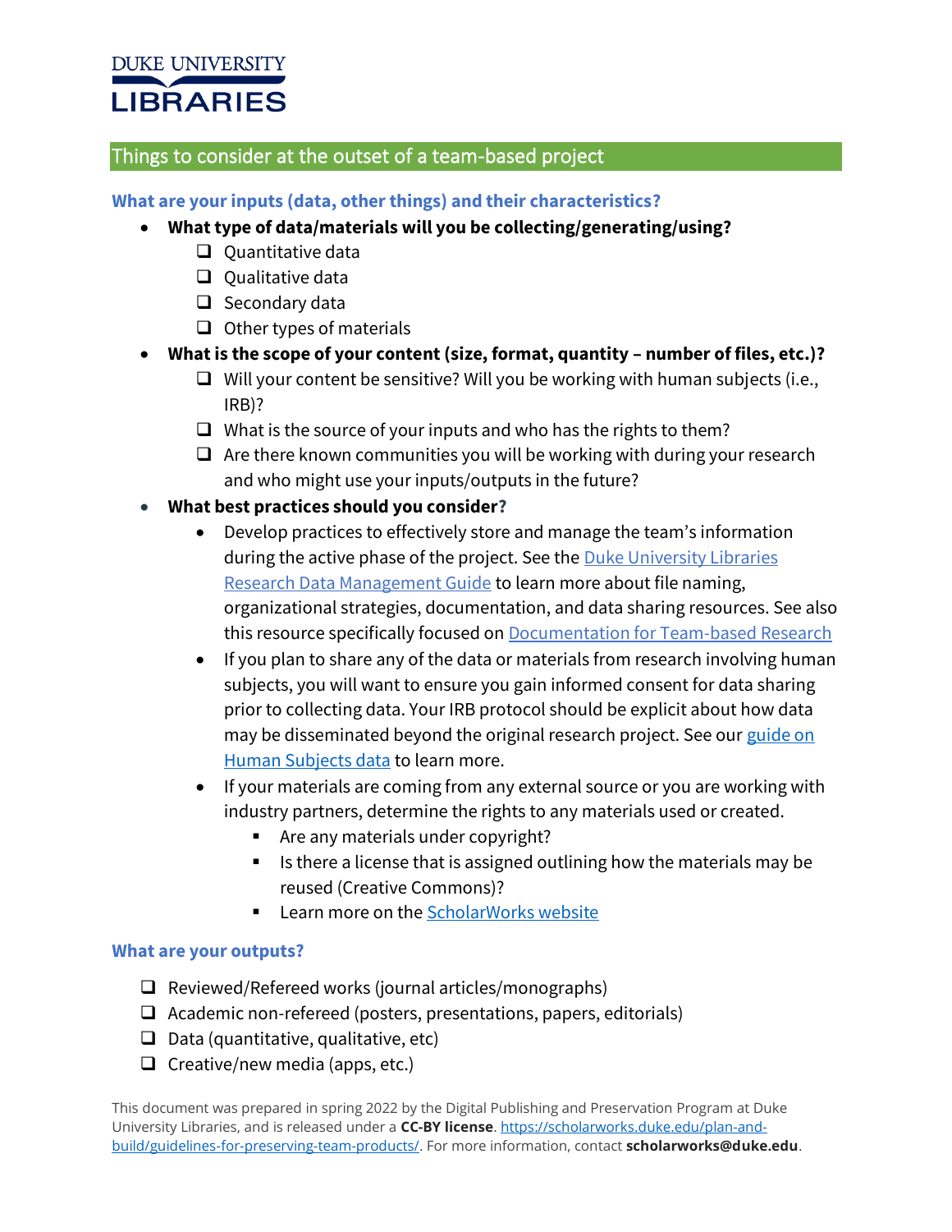DUKE UNIVERSITY LIBRARIES

## Things to consider at the outset of a team-based project

### What are your inputs (data, other things) and their characteristics?

- **What type of data/materials will you be collecting/generating/using?**
  - ❑ Quantitative data
  - ❑ Qualitative data
  - ❑ Secondary data
  - ❑ Other types of materials
- **What is the scope of your content (size, format, quantity – number of files, etc.)?**
  - ❑ Will your content be sensitive? Will you be working with human subjects (i.e., IRB)?
  - ❑ What is the source of your inputs and who has the rights to them?
  - ❑ Are there known communities you will be working with during your research and who might use your inputs/outputs in the future?
- **What best practices should you consider?**
  - Develop practices to effectively store and manage the team's information during the active phase of the project. See the Duke University Libraries Research Data Management Guide to learn more about file naming, organizational strategies, documentation, and data sharing resources. See also this resource specifically focused on Documentation for Team-based Research
  - If you plan to share any of the data or materials from research involving human subjects, you will want to ensure you gain informed consent for data sharing prior to collecting data. Your IRB protocol should be explicit about how data may be disseminated beyond the original research project. See our guide on Human Subjects data to learn more.
  - If your materials are coming from any external source or you are working with industry partners, determine the rights to any materials used or created.
    - Are any materials under copyright?
    - Is there a license that is assigned outlining how the materials may be reused (Creative Commons)?
    - Learn more on the ScholarWorks website

### What are your outputs?

- ❑ Reviewed/Refereed works (journal articles/monographs)
- ❑ Academic non-refereed (posters, presentations, papers, editorials)
- ❑ Data (quantitative, qualitative, etc)
- ❑ Creative/new media (apps, etc.)

This document was prepared in spring 2022 by the Digital Publishing and Preservation Program at Duke University Libraries, and is released under a **CC-BY license**. https://scholarworks.duke.edu/plan-and-build/guidelines-for-preserving-team-products/. For more information, contact **scholarworks@duke.edu**.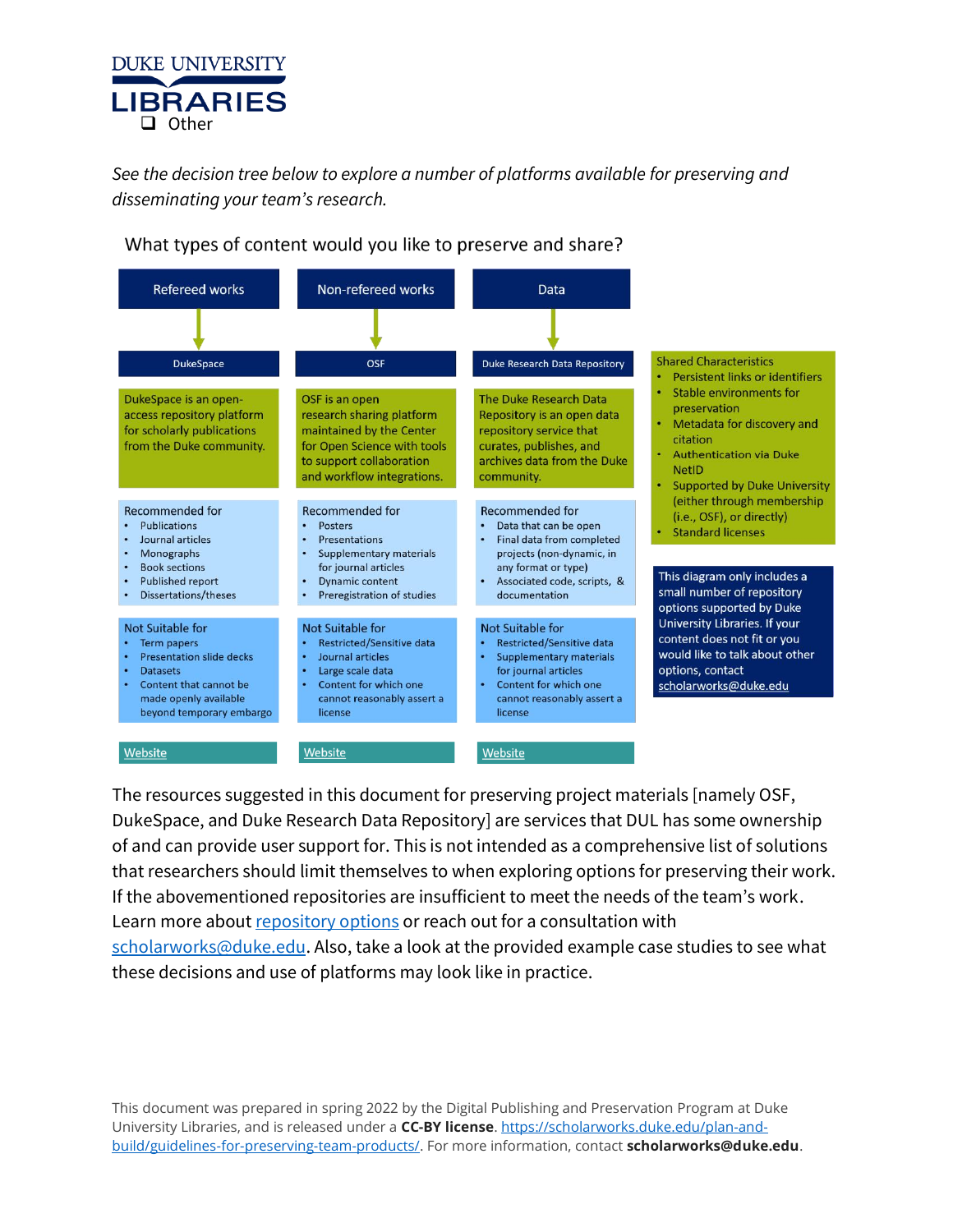- [ ] Other

*See the decision tree below to explore a number of platforms available for preserving and disseminating your team's research.*

What types of content would you like to preserve and share?

| Refereed works | Non-refereed works | Data |
|---|---|---|
| **DukeSpace** | **OSF** | **Duke Research Data Repository** |
| DukeSpace is an open-access repository platform for scholarly publications from the Duke community. | OSF is an open research sharing platform maintained by the Center for Open Science with tools to support collaboration and workflow integrations. | The Duke Research Data Repository is an open data repository service that curates, publishes, and archives data from the Duke community. |
| Recommended for<br>• Publications<br>• Journal articles<br>• Monographs<br>• Book sections<br>• Published report<br>• Dissertations/theses | Recommended for<br>• Posters<br>• Presentations<br>• Supplementary materials for journal articles<br>• Dynamic content<br>• Preregistration of studies | Recommended for<br>• Data that can be open<br>• Final data from completed projects (non-dynamic, in any format or type)<br>• Associated code, scripts, & documentation |
| Not Suitable for<br>• Term papers<br>• Presentation slide decks<br>• Datasets<br>• Content that cannot be made openly available beyond temporary embargo | Not Suitable for<br>• Restricted/Sensitive data<br>• Journal articles<br>• Large scale data<br>• Content for which one cannot reasonably assert a license | Not Suitable for<br>• Restricted/Sensitive data<br>• Supplementary materials for journal articles<br>• Content for which one cannot reasonably assert a license |
| Website | Website | Website |

Shared Characteristics
- Persistent links or identifiers
- Stable environments for preservation
- Metadata for discovery and citation
- Authentication via Duke NetID
- Supported by Duke University (either through membership (i.e., OSF), or directly)
- Standard licenses

This diagram only includes a small number of repository options supported by Duke University Libraries. If your content does not fit or you would like to talk about other options, contact scholarworks@duke.edu

The resources suggested in this document for preserving project materials [namely OSF, DukeSpace, and Duke Research Data Repository] are services that DUL has some ownership of and can provide user support for. This is not intended as a comprehensive list of solutions that researchers should limit themselves to when exploring options for preserving their work. If the abovementioned repositories are insufficient to meet the needs of the team's work. Learn more about repository options or reach out for a consultation with scholarworks@duke.edu. Also, take a look at the provided example case studies to see what these decisions and use of platforms may look like in practice.

This document was prepared in spring 2022 by the Digital Publishing and Preservation Program at Duke University Libraries, and is released under a **CC-BY license**. https://scholarworks.duke.edu/plan-and-build/guidelines-for-preserving-team-products/. For more information, contact **scholarworks@duke.edu**.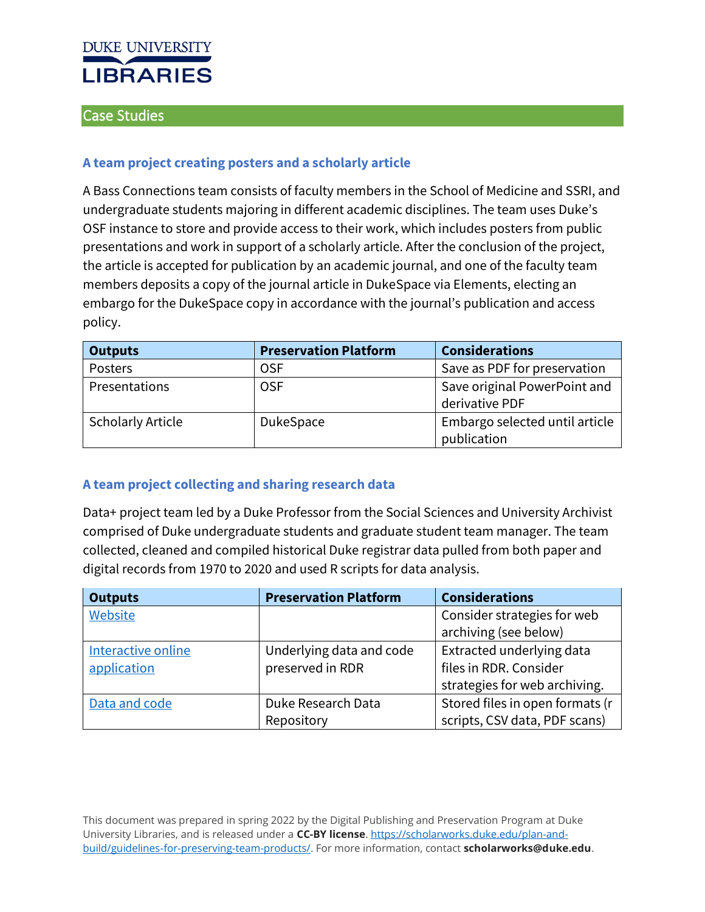DUKE UNIVERSITY LIBRARIES

## Case Studies

### A team project creating posters and a scholarly article

A Bass Connections team consists of faculty members in the School of Medicine and SSRI, and undergraduate students majoring in different academic disciplines. The team uses Duke's OSF instance to store and provide access to their work, which includes posters from public presentations and work in support of a scholarly article. After the conclusion of the project, the article is accepted for publication by an academic journal, and one of the faculty team members deposits a copy of the journal article in DukeSpace via Elements, electing an embargo for the DukeSpace copy in accordance with the journal's publication and access policy.

| Outputs | Preservation Platform | Considerations |
|---|---|---|
| Posters | OSF | Save as PDF for preservation |
| Presentations | OSF | Save original PowerPoint and derivative PDF |
| Scholarly Article | DukeSpace | Embargo selected until article publication |

### A team project collecting and sharing research data

Data+ project team led by a Duke Professor from the Social Sciences and University Archivist comprised of Duke undergraduate students and graduate student team manager. The team collected, cleaned and compiled historical Duke registrar data pulled from both paper and digital records from 1970 to 2020 and used R scripts for data analysis.

| Outputs | Preservation Platform | Considerations |
|---|---|---|
| Website | | Consider strategies for web archiving (see below) |
| Interactive online application | Underlying data and code preserved in RDR | Extracted underlying data files in RDR. Consider strategies for web archiving. |
| Data and code | Duke Research Data Repository | Stored files in open formats (r scripts, CSV data, PDF scans) |

This document was prepared in spring 2022 by the Digital Publishing and Preservation Program at Duke University Libraries, and is released under a **CC-BY license**. https://scholarworks.duke.edu/plan-and-build/guidelines-for-preserving-team-products/. For more information, contact **scholarworks@duke.edu**.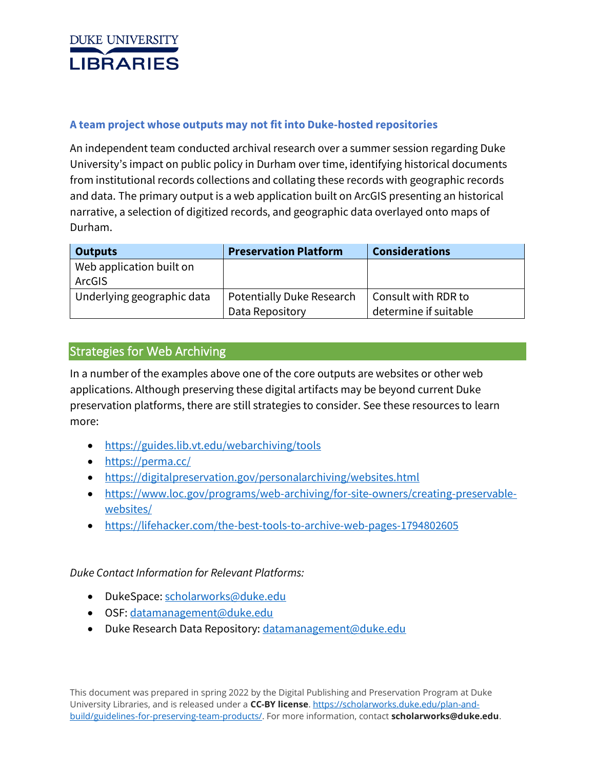### A team project whose outputs may not fit into Duke-hosted repositories

An independent team conducted archival research over a summer session regarding Duke University's impact on public policy in Durham over time, identifying historical documents from institutional records collections and collating these records with geographic records and data. The primary output is a web application built on ArcGIS presenting an historical narrative, a selection of digitized records, and geographic data overlayed onto maps of Durham.

| Outputs | Preservation Platform | Considerations |
|---|---|---|
| Web application built on ArcGIS | | |
| Underlying geographic data | Potentially Duke Research Data Repository | Consult with RDR to determine if suitable |

## Strategies for Web Archiving

In a number of the examples above one of the core outputs are websites or other web applications. Although preserving these digital artifacts may be beyond current Duke preservation platforms, there are still strategies to consider. See these resources to learn more:

- https://guides.lib.vt.edu/webarchiving/tools
- https://perma.cc/
- https://digitalpreservation.gov/personalarchiving/websites.html
- https://www.loc.gov/programs/web-archiving/for-site-owners/creating-preservable-websites/
- https://lifehacker.com/the-best-tools-to-archive-web-pages-1794802605

*Duke Contact Information for Relevant Platforms:*

- DukeSpace: scholarworks@duke.edu
- OSF: datamanagement@duke.edu
- Duke Research Data Repository: datamanagement@duke.edu

This document was prepared in spring 2022 by the Digital Publishing and Preservation Program at Duke University Libraries, and is released under a **CC-BY license**. https://scholarworks.duke.edu/plan-and-build/guidelines-for-preserving-team-products/. For more information, contact **scholarworks@duke.edu**.